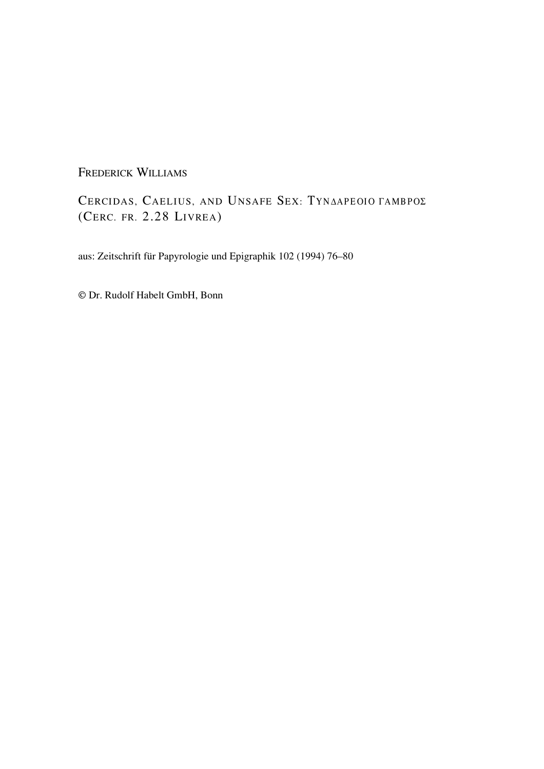FREDERICK WILLIAMS

# CERCIDAS, CAELIUS, AND UNSAFE SEX: ΤΥΝΔΑΡΕΟΙΟ ΓΑΜΒΡΟΣ (CERC. FR. 2.28 LIVREA)

aus: Zeitschrift für Papyrologie und Epigraphik 102 (1994) 76–80

© Dr. Rudolf Habelt GmbH, Bonn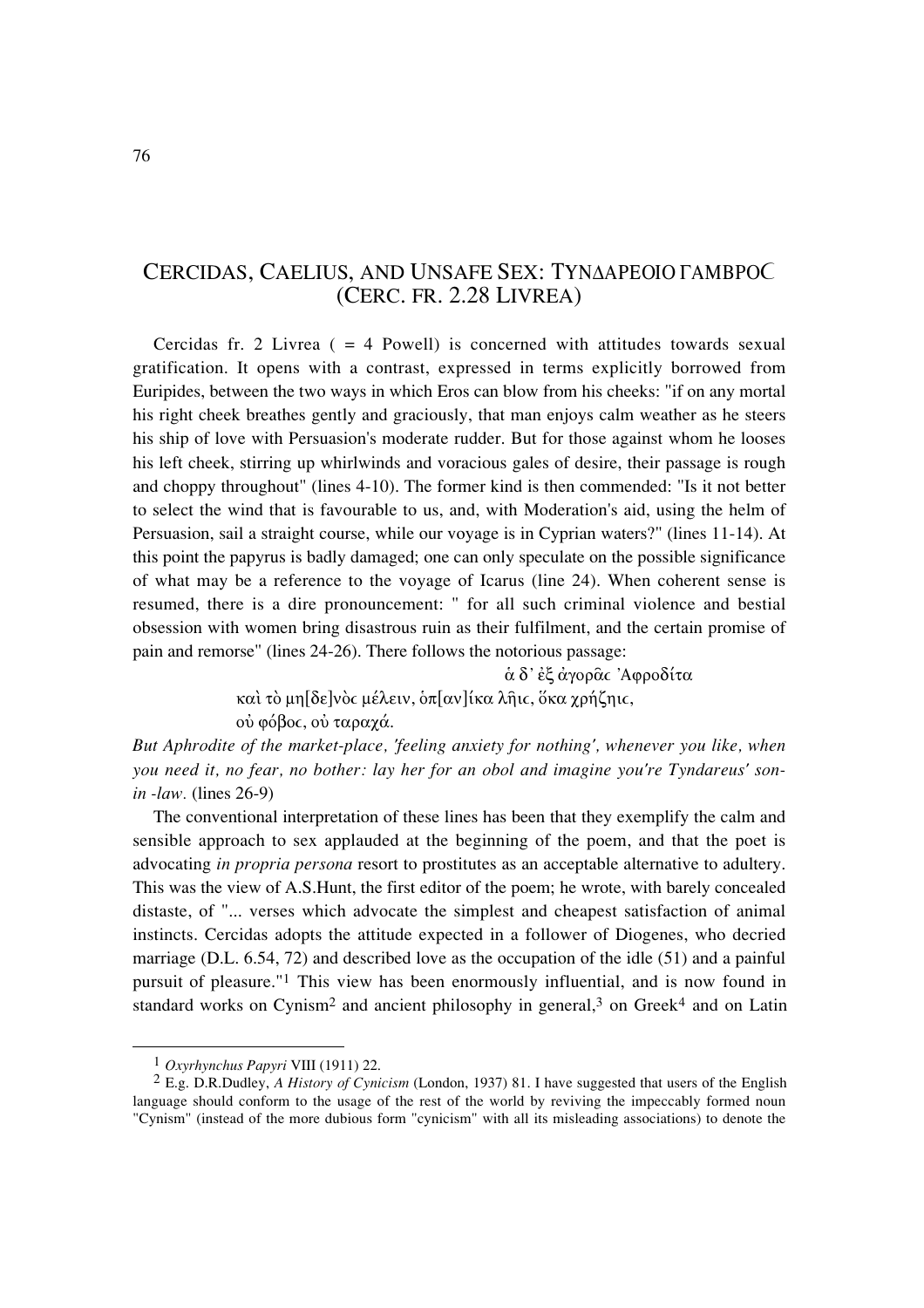## CERCIDAS, CAELIUS, AND UNSAFE SEX: ΤΥΝΔΑΡΕΟΙΟ ΓΑΜΒΡΟϹ (CERC. FR. 2.28 LIVREA)

Cercidas fr. 2 Livrea ( = 4 Powell) is concerned with attitudes towards sexual gratification. It opens with a contrast, expressed in terms explicitly borrowed from Euripides, between the two ways in which Eros can blow from his cheeks: "if on any mortal his right cheek breathes gently and graciously, that man enjoys calm weather as he steers his ship of love with Persuasion's moderate rudder. But for those against whom he looses his left cheek, stirring up whirlwinds and voracious gales of desire, their passage is rough and choppy throughout" (lines 4-10). The former kind is then commended: "Is it not better to select the wind that is favourable to us, and, with Moderation's aid, using the helm of Persuasion, sail a straight course, while our voyage is in Cyprian waters?" (lines 11-14). At this point the papyrus is badly damaged; one can only speculate on the possible significance of what may be a reference to the voyage of Icarus (line 24). When coherent sense is resumed, there is a dire pronouncement: " for all such criminal violence and bestial obsession with women bring disastrous ruin as their fulfilment, and the certain promise of pain and remorse" (lines 24-26). There follows the notorious passage:

ἁ δ᾽ ἐξ ἀγορᾶϲ Ἀφροδίτα
καὶ τὸ μη[δε]νὸϲ μέλειν, ὁπ[αν]ίκα λῇϲ, ὅκα χρήζηϲ,
οὐ φόβοϲ, οὐ ταραχά.

*But Aphrodite of the market-place, 'feeling anxiety for nothing', whenever you like, when you need it, no fear, no bother: lay her for an obol and imagine you're Tyndareus' son-in -law.* (lines 26-9)

The conventional interpretation of these lines has been that they exemplify the calm and sensible approach to sex applauded at the beginning of the poem, and that the poet is advocating *in propria persona* resort to prostitutes as an acceptable alternative to adultery. This was the view of A.S.Hunt, the first editor of the poem; he wrote, with barely concealed distaste, of "... verses which advocate the simplest and cheapest satisfaction of animal instincts. Cercidas adopts the attitude expected in a follower of Diogenes, who decried marriage (D.L. 6.54, 72) and described love as the occupation of the idle (51) and a painful pursuit of pleasure."[1] This view has been enormously influential, and is now found in standard works on Cynism[2] and ancient philosophy in general,[3] on Greek[4] and on Latin

[1] *Oxyrhynchus Papyri* VIII (1911) 22.

[2] E.g. D.R.Dudley, *A History of Cynicism* (London, 1937) 81. I have suggested that users of the English language should conform to the usage of the rest of the world by reviving the impeccably formed noun "Cynism" (instead of the more dubious form "cynicism" with all its misleading associations) to denote the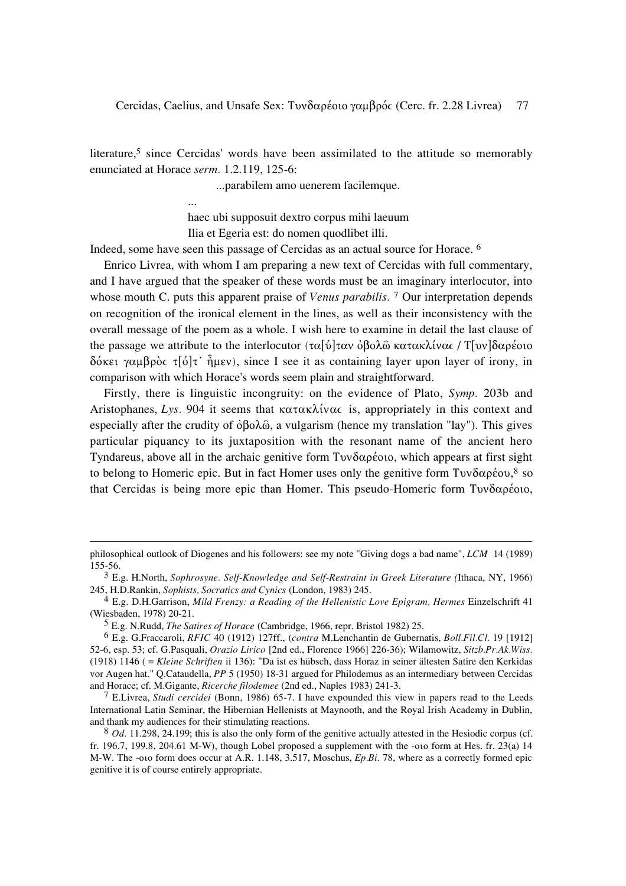literature,[5] since Cercidas' words have been assimilated to the attitude so memorably enunciated at Horace *serm.* 1.2.119, 125-6:

> ...parabilem amo uenerem facilemque.
>
> ...
>
> haec ubi supposuit dextro corpus mihi laeuum
>
> Ilia et Egeria est: do nomen quodlibet illi.

Indeed, some have seen this passage of Cercidas as an actual source for Horace. [6]

Enrico Livrea, with whom I am preparing a new text of Cercidas with full commentary, and I have argued that the speaker of these words must be an imaginary interlocutor, into whose mouth C. puts this apparent praise of *Venus parabilis*. [7] Our interpretation depends on recognition of the ironical element in the lines, as well as their inconsistency with the overall message of the poem as a whole. I wish here to examine in detail the last clause of the passage we attribute to the interlocutor (τα[ύ]ταν ὀβολῶ κατακλίναϲ / Τ[υν]δαρέοιο δόκει γαμβρὸϲ τ[ό]τ' ἦμεν), since I see it as containing layer upon layer of irony, in comparison with which Horace's words seem plain and straightforward.

Firstly, there is linguistic incongruity: on the evidence of Plato, *Symp.* 203b and Aristophanes, *Lys.* 904 it seems that κατακλίναϲ is, appropriately in this context and especially after the crudity of ὀβολῶ, a vulgarism (hence my translation "lay"). This gives particular piquancy to its juxtaposition with the resonant name of the ancient hero Tyndareus, above all in the archaic genitive form Τυνδαρέοιο, which appears at first sight to belong to Homeric epic. But in fact Homer uses only the genitive form Τυνδαρέου,[8] so that Cercidas is being more epic than Homer. This pseudo-Homeric form Τυνδαρέοιο,

---

philosophical outlook of Diogenes and his followers: see my note "Giving dogs a bad name", *LCM* 14 (1989) 155-56.

[3] E.g. H.North, *Sophrosyne. Self-Knowledge and Self-Restraint in Greek Literature* (Ithaca, NY, 1966) 245, H.D.Rankin, *Sophists, Socratics and Cynics* (London, 1983) 245.

[4] E.g. D.H.Garrison, *Mild Frenzy: a Reading of the Hellenistic Love Epigram, Hermes* Einzelschrift 41 (Wiesbaden, 1978) 20-21.

[5] E.g. N.Rudd, *The Satires of Horace* (Cambridge, 1966, repr. Bristol 1982) 25.

[6] E.g. G.Fraccaroli, *RFIC* 40 (1912) 127ff., (*contra* M.Lenchantin de Gubernatis, *Boll.Fil.Cl.* 19 [1912] 52-6, esp. 53; cf. G.Pasquali, *Orazio Lirico* [2nd ed., Florence 1966] 226-36); Wilamowitz, *Sitzb.Pr.Ak.Wiss.* (1918) 1146 ( = *Kleine Schriften* ii 136): "Da ist es hübsch, dass Horaz in seiner ältesten Satire den Kerkidas vor Augen hat." Q.Cataudella, *PP* 5 (1950) 18-31 argued for Philodemus as an intermediary between Cercidas and Horace; cf. M.Gigante, *Ricerche filodemee* (2nd ed., Naples 1983) 241-3.

[7] E.Livrea, *Studi cercidei* (Bonn, 1986) 65-7. I have expounded this view in papers read to the Leeds International Latin Seminar, the Hibernian Hellenists at Maynooth, and the Royal Irish Academy in Dublin, and thank my audiences for their stimulating reactions.

[8] *Od.* 11.298, 24.199; this is also the only form of the genitive actually attested in the Hesiodic corpus (cf. fr. 196.7, 199.8, 204.61 M-W), though Lobel proposed a supplement with the -οιο form at Hes. fr. 23(a) 14 M-W. The -οιο form does occur at A.R. 1.148, 3.517, Moschus, *Ep.Bi.* 78, where as a correctly formed epic genitive it is of course entirely appropriate.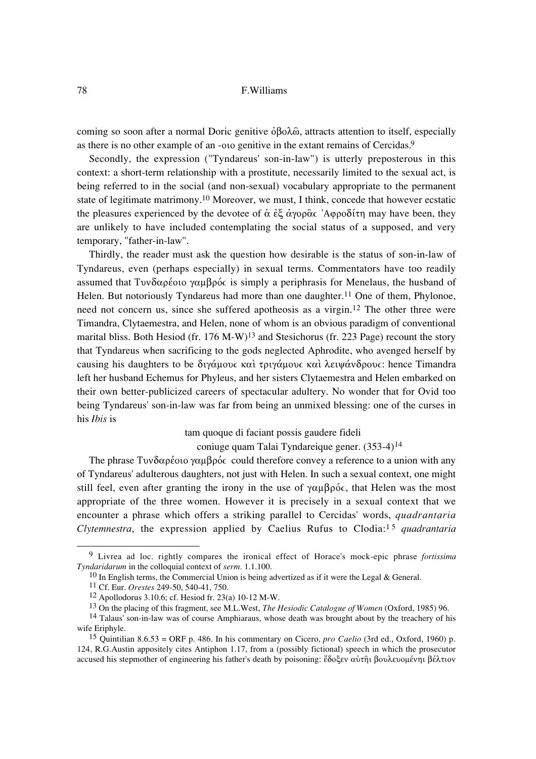coming so soon after a normal Doric genitive ὀβολῶ, attracts attention to itself, especially as there is no other example of an -οιο genitive in the extant remains of Cercidas.[9]

Secondly, the expression ("Tyndareus' son-in-law") is utterly preposterous in this context: a short-term relationship with a prostitute, necessarily limited to the sexual act, is being referred to in the social (and non-sexual) vocabulary appropriate to the permanent state of legitimate matrimony.[10] Moreover, we must, I think, concede that however ecstatic the pleasures experienced by the devotee of ἁ ἐξ ἀγορᾶς Ἀφροδίτη may have been, they are unlikely to have included contemplating the social status of a supposed, and very temporary, "father-in-law".

Thirdly, the reader must ask the question how desirable is the status of son-in-law of Tyndareus, even (perhaps especially) in sexual terms. Commentators have too readily assumed that Τυνδαρέοιο γαμβρός is simply a periphrasis for Menelaus, the husband of Helen. But notoriously Tyndareus had more than one daughter.[11] One of them, Phylonoe, need not concern us, since she suffered apotheosis as a virgin.[12] The other three were Timandra, Clytaemestra, and Helen, none of whom is an obvious paradigm of conventional marital bliss. Both Hesiod (fr. 176 M-W)[13] and Stesichorus (fr. 223 Page) recount the story that Tyndareus when sacrificing to the gods neglected Aphrodite, who avenged herself by causing his daughters to be διγάμους καὶ τριγάμους καὶ λειψάνδρους: hence Timandra left her husband Echemus for Phyleus, and her sisters Clytaemestra and Helen embarked on their own better-publicized careers of spectacular adultery. No wonder that for Ovid too being Tyndareus' son-in-law was far from being an unmixed blessing: one of the curses in his *Ibis* is

> tam quoque di faciant possis gaudere fideli
> coniuge quam Talai Tyndareique gener. (353-4)[14]

The phrase Τυνδαρέοιο γαμβρός could therefore convey a reference to a union with any of Tyndareus' adulterous daughters, not just with Helen. In such a sexual context, one might still feel, even after granting the irony in the use of γαμβρός, that Helen was the most appropriate of the three women. However it is precisely in a sexual context that we encounter a phrase which offers a striking parallel to Cercidas' words, *quadrantaria Clytemnestra*, the expression applied by Caelius Rufus to Clodia:[15] *quadrantaria*

---

[9] Livrea ad loc. rightly compares the ironical effect of Horace's mock-epic phrase *fortissima Tyndaridarum* in the colloquial context of *serm.* 1.1.100.

[10] In English terms, the Commercial Union is being advertized as if it were the Legal & General.

[11] Cf. Eur. *Orestes* 249-50, 540-41, 750.

[12] Apollodorus 3.10.6; cf. Hesiod fr. 23(a) 10-12 M-W.

[13] On the placing of this fragment, see M.L.West, *The Hesiodic Catalogue of Women* (Oxford, 1985) 96.

[14] Talaus' son-in-law was of course Amphiaraus, whose death was brought about by the treachery of his wife Eriphyle.

[15] Quintilian 8.6.53 = ORF p. 486. In his commentary on Cicero, *pro Caelio* (3rd ed., Oxford, 1960) p. 124, R.G.Austin appositely cites Antiphon 1.17, from a (possibly fictional) speech in which the prosecutor accused his stepmother of engineering his father's death by poisoning: ἔδοξεν αὐτῆι βουλευομένηι βέλτιον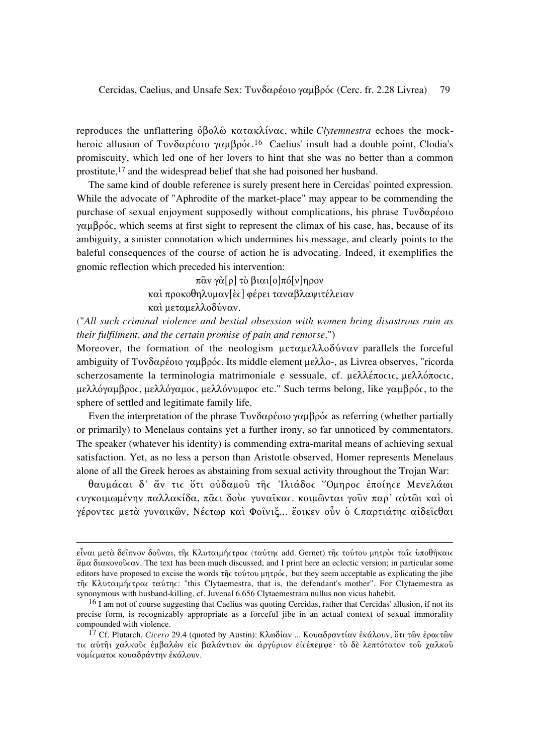reproduces the unflattering ὀβολῶ κατακλίνας, while *Clytemnestra* echoes the mock-heroic allusion of Τυνδαρέοιο γαμβρός.[16] Caelius' insult had a double point, Clodia's promiscuity, which led one of her lovers to hint that she was no better than a common prostitute,[17] and the widespread belief that she had poisoned her husband.

The same kind of double reference is surely present here in Cercidas' pointed expression. While the advocate of "Aphrodite of the market-place" may appear to be commending the purchase of sexual enjoyment supposedly without complications, his phrase Τυνδαρέοιο γαμβρός, which seems at first sight to represent the climax of his case, has, because of its ambiguity, a sinister connotation which undermines his message, and clearly points to the baleful consequences of the course of action he is advocating. Indeed, it exemplifies the gnomic reflection which preceded his intervention:

> πᾶν γὰ[ρ] τὸ βιαι[ο]πό[ν]ηρον
> καὶ προκοθηλυμαν[ὲς] φέρει ταναβλαψιτέλειαν
> καὶ μεταμελλοδύναν.

("*All such criminal violence and bestial obsession with women bring disastrous ruin as their fulfilment, and the certain promise of pain and remorse.*")

Moreover, the formation of the neologism μεταμελλοδύναν parallels the forceful ambiguity of Τυνδαρέοιο γαμβρός. Its middle element μελλο-, as Livrea observes, "ricorda scherzosamente la terminologia matrimoniale e sessuale, cf. μελλέποσις, μελλόποσις, μελλόγαμβρος, μελλόγαμος, μελλόνυμφος etc." Such terms belong, like γαμβρός, to the sphere of settled and legitimate family life.

Even the interpretation of the phrase Τυνδαρέοιο γαμβρός as referring (whether partially or primarily) to Menelaus contains yet a further irony, so far unnoticed by commentators. The speaker (whatever his identity) is commending extra-marital means of achieving sexual satisfaction. Yet, as no less a person than Aristotle observed, Homer represents Menelaus alone of all the Greek heroes as abstaining from sexual activity throughout the Trojan War:

θαυμάσαι δ' ἄν τις ὅτι οὐδαμοῦ τῆς Ἰλιάδος Ὅμηρος ἐποίησε Μενελάωι συγκοιμωμένην παλλακίδα, πᾶσι δοὺς γυναῖκας. κοιμῶνται γοῦν παρ' αὐτῶι καὶ οἱ γέροντες μετὰ γυναικῶν, Νέστωρ καὶ Φοῖνιξ... ἔοικεν οὖν ὁ Σπαρτιάτης αἰδεῖσθαι

---

εἶναι μετὰ δεῖπνον δοῦναι, τῆς Κλυταιμήστρας (ταύτης add. Gernet) τῆς τούτου μητρὸς ταῖς ὑποθήκαις ἅμα διακονοῦσαν. The text has been much discussed, and I print here an eclectic version; in particular some editors have proposed to excise the words τῆς τούτου μητρός, but they seem acceptable as explicating the jibe τῆς Κλυταιμήστρας ταύτης: "this Clytaemestra, that is, the defendant's mother". For Clytaemestra as synonymous with husband-killing, cf. Juvenal 6.656 Clytaemestram nullus non vicus hahebit.

[16] I am not of course suggesting that Caelius was quoting Cercidas, rather that Cercidas' allusion, if not its precise form, is recognizably appropriate as a forceful jibe in an actual context of sexual immorality compounded with violence.

[17] Cf. Plutarch, *Cicero* 29.4 (quoted by Austin): Κλωδίαν ... Κουαδραντίαν ἐκάλουν, ὅτι τῶν ἐραστῶν τις αὐτῆι χαλκοῦς ἐμβαλὼν εἰς βαλάντιον ὡς ἀργύριον εἰσέπεμψε· τὸ δὲ λεπτότατον τοῦ χαλκοῦ νομίσματος κουαδράντην ἐκάλουν.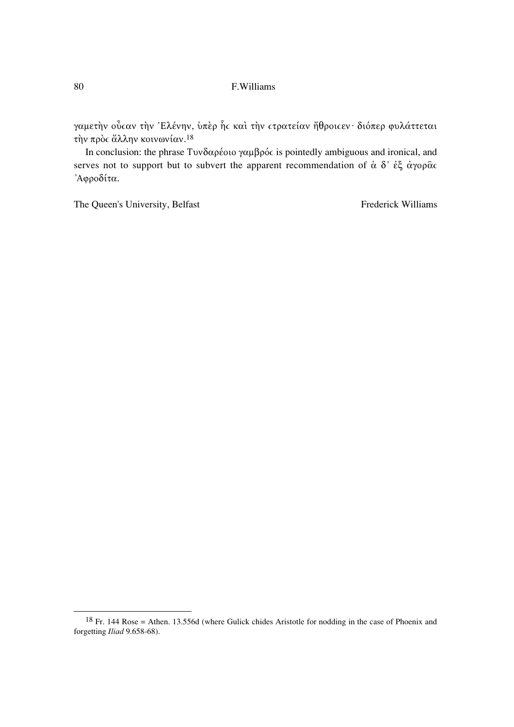γαμετὴν οὖϲαν τὴν Ἑλένην, ὑπὲρ ἧϲ καὶ τὴν ϲτρατείαν ἤθροιϲεν· διόπερ φυλάττεται τὴν πρὸϲ ἄλλην κοινωνίαν.[18]

In conclusion: the phrase Τυνδαρέοιο γαμβρόϲ is pointedly ambiguous and ironical, and serves not to support but to subvert the apparent recommendation of ἁ δ' ἐξ ἀγορᾶϲ Ἀφροδίτα.

The Queen's University, Belfast — Frederick Williams

---

[18] Fr. 144 Rose = Athen. 13.556d (where Gulick chides Aristotle for nodding in the case of Phoenix and forgetting *Iliad* 9.658-68).